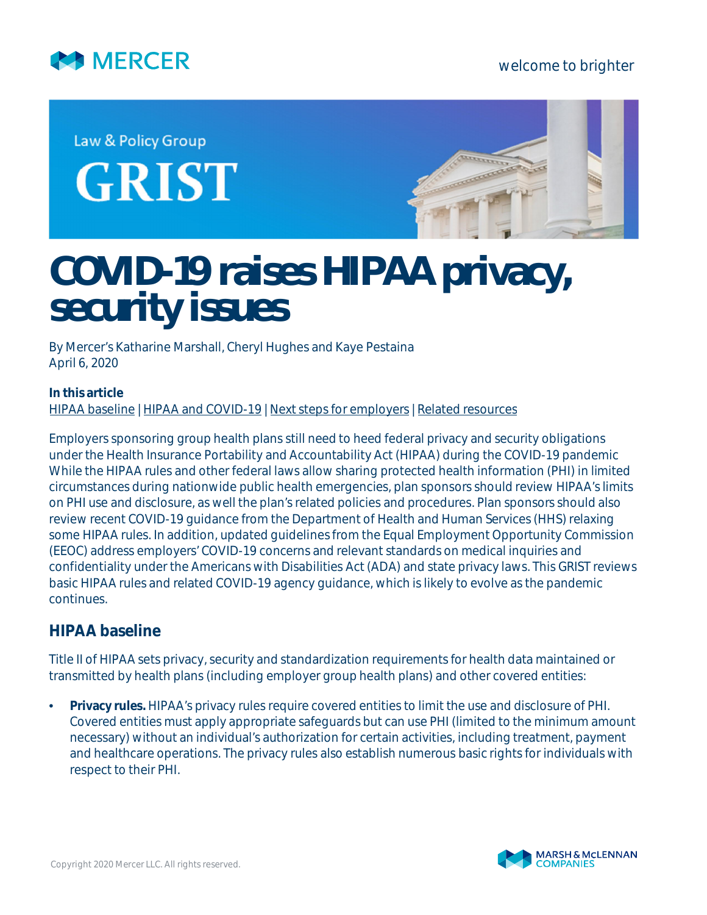Law & Policy Group

GRIST

# COVID-19 raises HIPAA privacy, security issues

By Mercer's Katharine Marshall, Cheryl Hughes and Kaye Pestaina
April 6, 2020

**In this article**
HIPAA baseline | HIPAA and COVID-19 | Next steps for employers | Related resources

Employers sponsoring group health plans still need to heed federal privacy and security obligations under the Health Insurance Portability and Accountability Act (HIPAA) during the COVID-19 pandemic While the HIPAA rules and other federal laws allow sharing protected health information (PHI) in limited circumstances during nationwide public health emergencies, plan sponsors should review HIPAA's limits on PHI use and disclosure, as well the plan's related policies and procedures. Plan sponsors should also review recent COVID-19 guidance from the Department of Health and Human Services (HHS) relaxing some HIPAA rules. In addition, updated guidelines from the Equal Employment Opportunity Commission (EEOC) address employers' COVID-19 concerns and relevant standards on medical inquiries and confidentiality under the Americans with Disabilities Act (ADA) and state privacy laws. This GRIST reviews basic HIPAA rules and related COVID-19 agency guidance, which is likely to evolve as the pandemic continues.

## HIPAA baseline

Title II of HIPAA sets privacy, security and standardization requirements for health data maintained or transmitted by health plans (including employer group health plans) and other covered entities:

- **Privacy rules.** HIPAA's privacy rules require covered entities to limit the use and disclosure of PHI. Covered entities must apply appropriate safeguards but can use PHI (limited to the minimum amount necessary) without an individual's authorization for certain activities, including treatment, payment and healthcare operations. The privacy rules also establish numerous basic rights for individuals with respect to their PHI.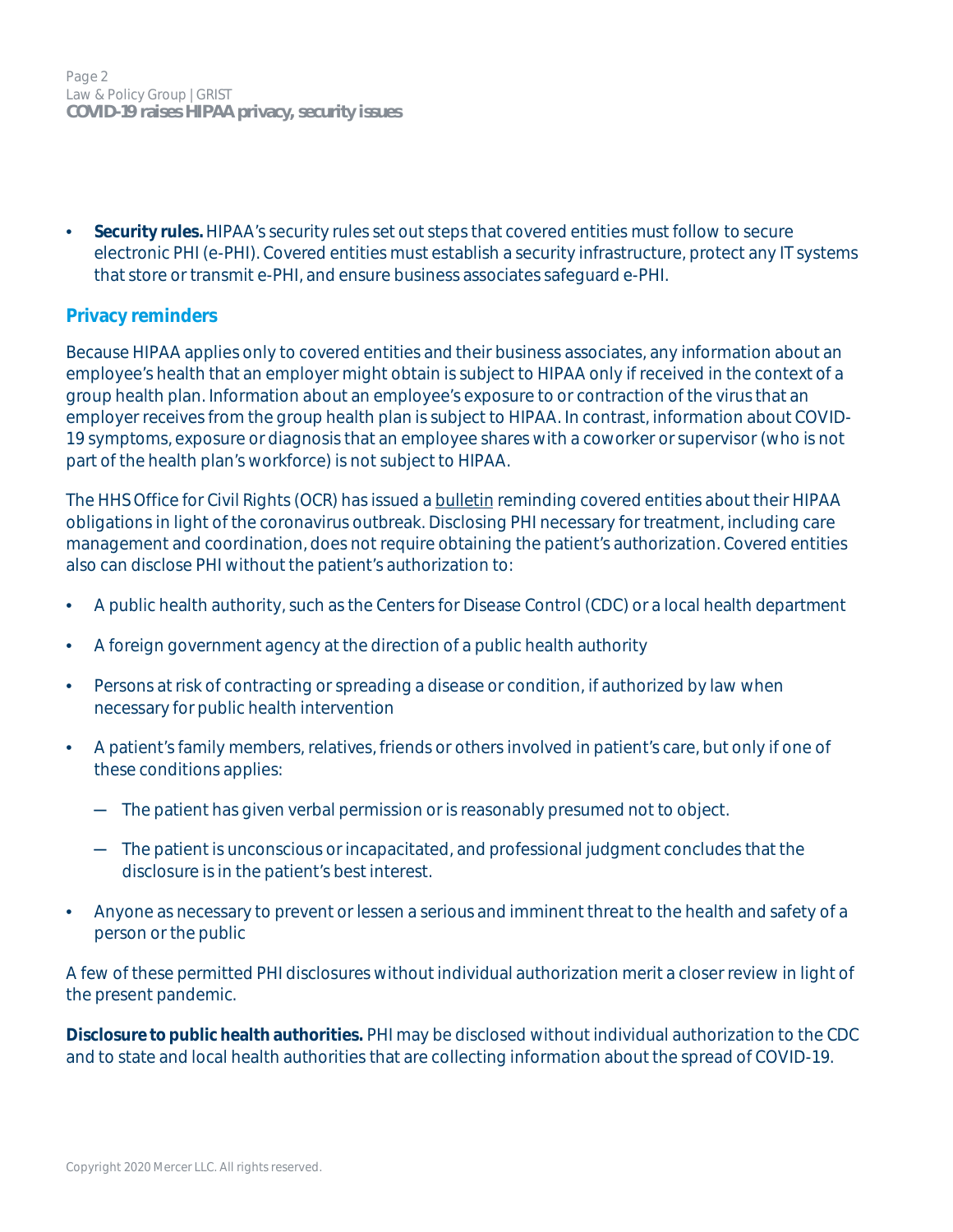- **Security rules.** HIPAA's security rules set out steps that covered entities must follow to secure electronic PHI (e-PHI). Covered entities must establish a security infrastructure, protect any IT systems that store or transmit e-PHI, and ensure business associates safeguard e-PHI.

## Privacy reminders

Because HIPAA applies only to covered entities and their business associates, any information about an employee's health that an employer might obtain is subject to HIPAA only if received in the context of a group health plan. Information about an employee's exposure to or contraction of the virus that an employer receives from the group health plan is subject to HIPAA. In contrast, information about COVID-19 symptoms, exposure or diagnosis that an employee shares with a coworker or supervisor (who is not part of the health plan's workforce) is not subject to HIPAA.

The HHS Office for Civil Rights (OCR) has issued a bulletin reminding covered entities about their HIPAA obligations in light of the coronavirus outbreak. Disclosing PHI necessary for treatment, including care management and coordination, does not require obtaining the patient's authorization. Covered entities also can disclose PHI without the patient's authorization to:

- A public health authority, such as the Centers for Disease Control (CDC) or a local health department
- A foreign government agency at the direction of a public health authority
- Persons at risk of contracting or spreading a disease or condition, if authorized by law when necessary for public health intervention
- A patient's family members, relatives, friends or others involved in patient's care, but only if one of these conditions applies:
  - The patient has given verbal permission or is reasonably presumed not to object.
  - The patient is unconscious or incapacitated, and professional judgment concludes that the disclosure is in the patient's best interest.
- Anyone as necessary to prevent or lessen a serious and imminent threat to the health and safety of a person or the public

A few of these permitted PHI disclosures without individual authorization merit a closer review in light of the present pandemic.

**Disclosure to public health authorities.** PHI may be disclosed without individual authorization to the CDC and to state and local health authorities that are collecting information about the spread of COVID-19.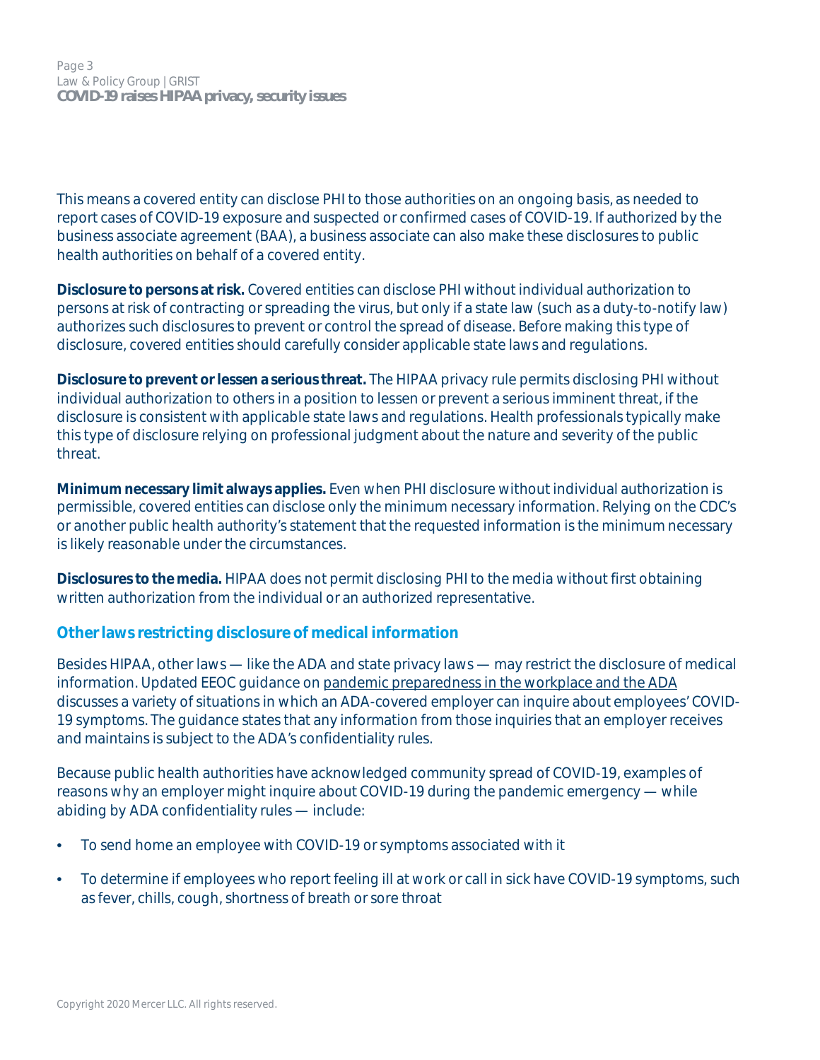This means a covered entity can disclose PHI to those authorities on an ongoing basis, as needed to report cases of COVID-19 exposure and suspected or confirmed cases of COVID-19. If authorized by the business associate agreement (BAA), a business associate can also make these disclosures to public health authorities on behalf of a covered entity.

**Disclosure to persons at risk.** Covered entities can disclose PHI without individual authorization to persons at risk of contracting or spreading the virus, but only if a state law (such as a duty-to-notify law) authorizes such disclosures to prevent or control the spread of disease. Before making this type of disclosure, covered entities should carefully consider applicable state laws and regulations.

**Disclosure to prevent or lessen a serious threat.** The HIPAA privacy rule permits disclosing PHI without individual authorization to others in a position to lessen or prevent a serious imminent threat, if the disclosure is consistent with applicable state laws and regulations. Health professionals typically make this type of disclosure relying on professional judgment about the nature and severity of the public threat.

**Minimum necessary limit always applies.** Even when PHI disclosure without individual authorization is permissible, covered entities can disclose only the minimum necessary information. Relying on the CDC's or another public health authority's statement that the requested information is the minimum necessary is likely reasonable under the circumstances.

**Disclosures to the media.** HIPAA does not permit disclosing PHI to the media without first obtaining written authorization from the individual or an authorized representative.

## Other laws restricting disclosure of medical information

Besides HIPAA, other laws — like the ADA and state privacy laws — may restrict the disclosure of medical information. Updated EEOC guidance on pandemic preparedness in the workplace and the ADA discusses a variety of situations in which an ADA-covered employer can inquire about employees' COVID-19 symptoms. The guidance states that any information from those inquiries that an employer receives and maintains is subject to the ADA's confidentiality rules.

Because public health authorities have acknowledged community spread of COVID-19, examples of reasons why an employer might inquire about COVID-19 during the pandemic emergency — while abiding by ADA confidentiality rules — include:

- To send home an employee with COVID-19 or symptoms associated with it
- To determine if employees who report feeling ill at work or call in sick have COVID-19 symptoms, such as fever, chills, cough, shortness of breath or sore throat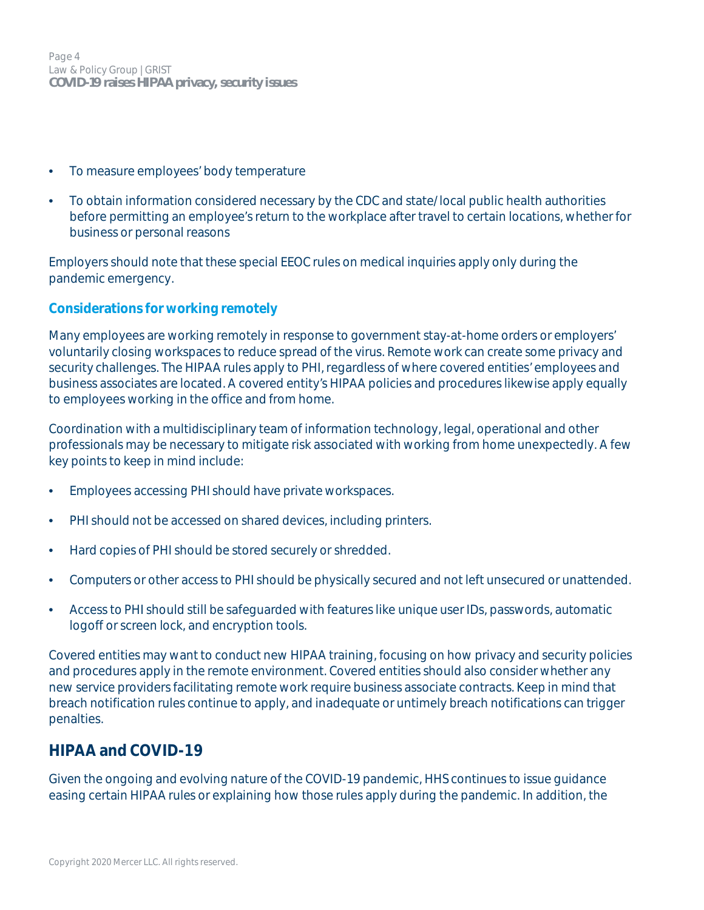- To measure employees' body temperature
- To obtain information considered necessary by the CDC and state/local public health authorities before permitting an employee's return to the workplace after travel to certain locations, whether for business or personal reasons

Employers should note that these special EEOC rules on medical inquiries apply only during the pandemic emergency.

### Considerations for working remotely

Many employees are working remotely in response to government stay-at-home orders or employers' voluntarily closing workspaces to reduce spread of the virus. Remote work can create some privacy and security challenges. The HIPAA rules apply to PHI, regardless of where covered entities' employees and business associates are located. A covered entity's HIPAA policies and procedures likewise apply equally to employees working in the office and from home.

Coordination with a multidisciplinary team of information technology, legal, operational and other professionals may be necessary to mitigate risk associated with working from home unexpectedly. A few key points to keep in mind include:

- Employees accessing PHI should have private workspaces.
- PHI should not be accessed on shared devices, including printers.
- Hard copies of PHI should be stored securely or shredded.
- Computers or other access to PHI should be physically secured and not left unsecured or unattended.
- Access to PHI should still be safeguarded with features like unique user IDs, passwords, automatic logoff or screen lock, and encryption tools.

Covered entities may want to conduct new HIPAA training, focusing on how privacy and security policies and procedures apply in the remote environment. Covered entities should also consider whether any new service providers facilitating remote work require business associate contracts. Keep in mind that breach notification rules continue to apply, and inadequate or untimely breach notifications can trigger penalties.

## HIPAA and COVID-19

Given the ongoing and evolving nature of the COVID-19 pandemic, HHS continues to issue guidance easing certain HIPAA rules or explaining how those rules apply during the pandemic. In addition, the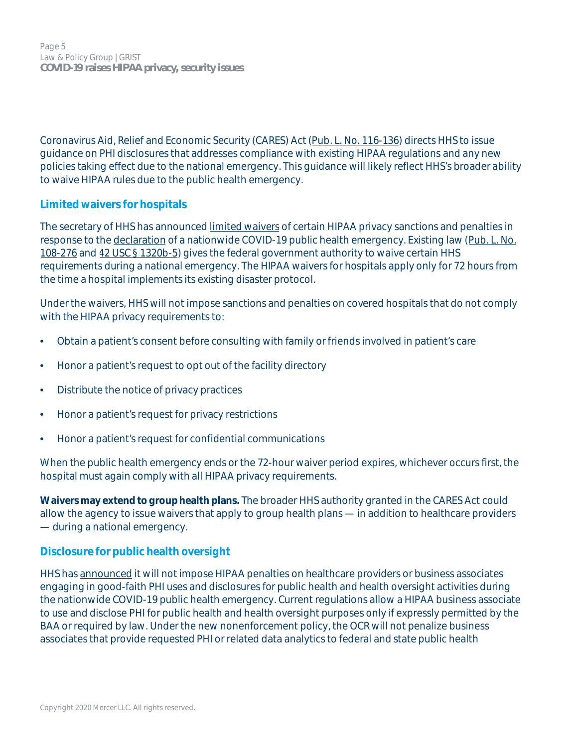Coronavirus Aid, Relief and Economic Security (CARES) Act (Pub. L. No. 116-136) directs HHS to issue guidance on PHI disclosures that addresses compliance with existing HIPAA regulations and any new policies taking effect due to the national emergency. This guidance will likely reflect HHS's broader ability to waive HIPAA rules due to the public health emergency.

## Limited waivers for hospitals

The secretary of HHS has announced limited waivers of certain HIPAA privacy sanctions and penalties in response to the declaration of a nationwide COVID-19 public health emergency. Existing law (Pub. L. No. 108-276 and 42 USC § 1320b-5) gives the federal government authority to waive certain HHS requirements during a national emergency. The HIPAA waivers for hospitals apply only for 72 hours from the time a hospital implements its existing disaster protocol.

Under the waivers, HHS will not impose sanctions and penalties on covered hospitals that do not comply with the HIPAA privacy requirements to:

- Obtain a patient's consent before consulting with family or friends involved in patient's care
- Honor a patient's request to opt out of the facility directory
- Distribute the notice of privacy practices
- Honor a patient's request for privacy restrictions
- Honor a patient's request for confidential communications

When the public health emergency ends or the 72-hour waiver period expires, whichever occurs first, the hospital must again comply with all HIPAA privacy requirements.

**Waivers may extend to group health plans.** The broader HHS authority granted in the CARES Act could allow the agency to issue waivers that apply to group health plans — in addition to healthcare providers — during a national emergency.

## Disclosure for public health oversight

HHS has announced it will not impose HIPAA penalties on healthcare providers or business associates engaging in good-faith PHI uses and disclosures for public health and health oversight activities during the nationwide COVID-19 public health emergency. Current regulations allow a HIPAA business associate to use and disclose PHI for public health and health oversight purposes only if expressly permitted by the BAA or required by law. Under the new nonenforcement policy, the OCR will not penalize business associates that provide requested PHI or related data analytics to federal and state public health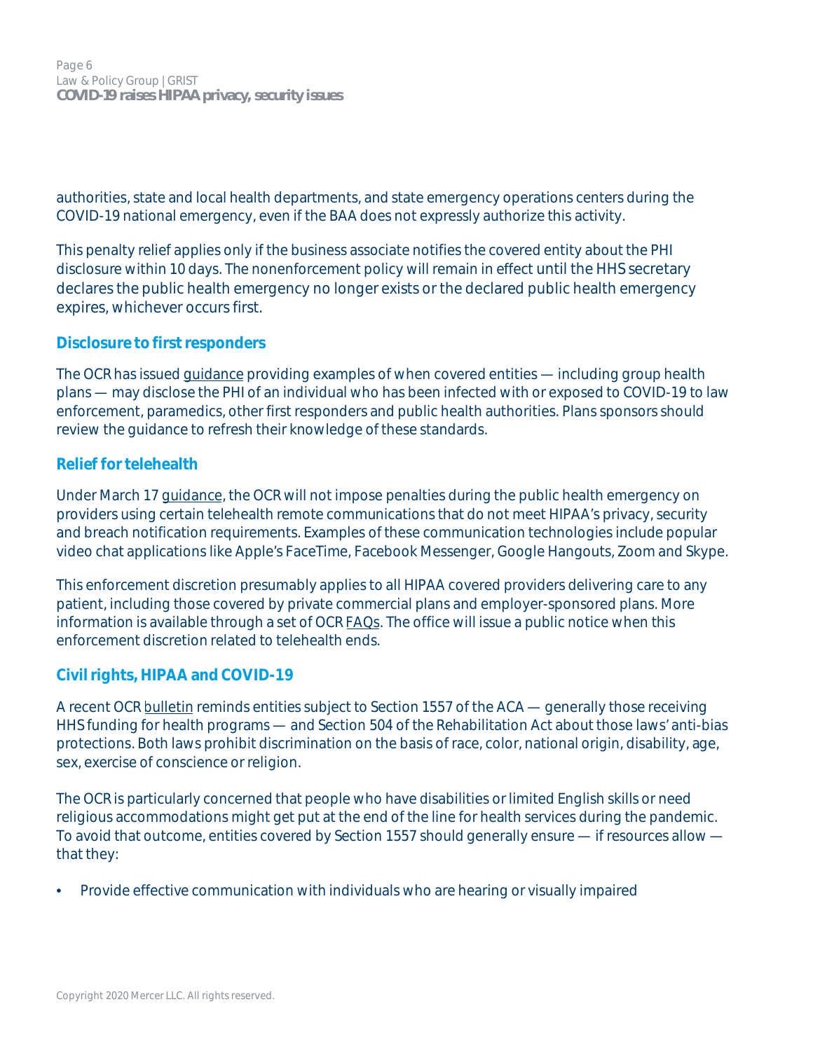authorities, state and local health departments, and state emergency operations centers during the COVID-19 national emergency, even if the BAA does not expressly authorize this activity.

This penalty relief applies only if the business associate notifies the covered entity about the PHI disclosure within 10 days. The nonenforcement policy will remain in effect until the HHS secretary declares the public health emergency no longer exists or the declared public health emergency expires, whichever occurs first.

## Disclosure to first responders

The OCR has issued guidance providing examples of when covered entities — including group health plans — may disclose the PHI of an individual who has been infected with or exposed to COVID-19 to law enforcement, paramedics, other first responders and public health authorities. Plans sponsors should review the guidance to refresh their knowledge of these standards.

## Relief for telehealth

Under March 17 guidance, the OCR will not impose penalties during the public health emergency on providers using certain telehealth remote communications that do not meet HIPAA's privacy, security and breach notification requirements. Examples of these communication technologies include popular video chat applications like Apple's FaceTime, Facebook Messenger, Google Hangouts, Zoom and Skype.

This enforcement discretion presumably applies to all HIPAA covered providers delivering care to any patient, including those covered by private commercial plans and employer-sponsored plans. More information is available through a set of OCR FAQs. The office will issue a public notice when this enforcement discretion related to telehealth ends.

## Civil rights, HIPAA and COVID-19

A recent OCR bulletin reminds entities subject to Section 1557 of the ACA — generally those receiving HHS funding for health programs — and Section 504 of the Rehabilitation Act about those laws' anti-bias protections. Both laws prohibit discrimination on the basis of race, color, national origin, disability, age, sex, exercise of conscience or religion.

The OCR is particularly concerned that people who have disabilities or limited English skills or need religious accommodations might get put at the end of the line for health services during the pandemic. To avoid that outcome, entities covered by Section 1557 should generally ensure — if resources allow — that they:

- Provide effective communication with individuals who are hearing or visually impaired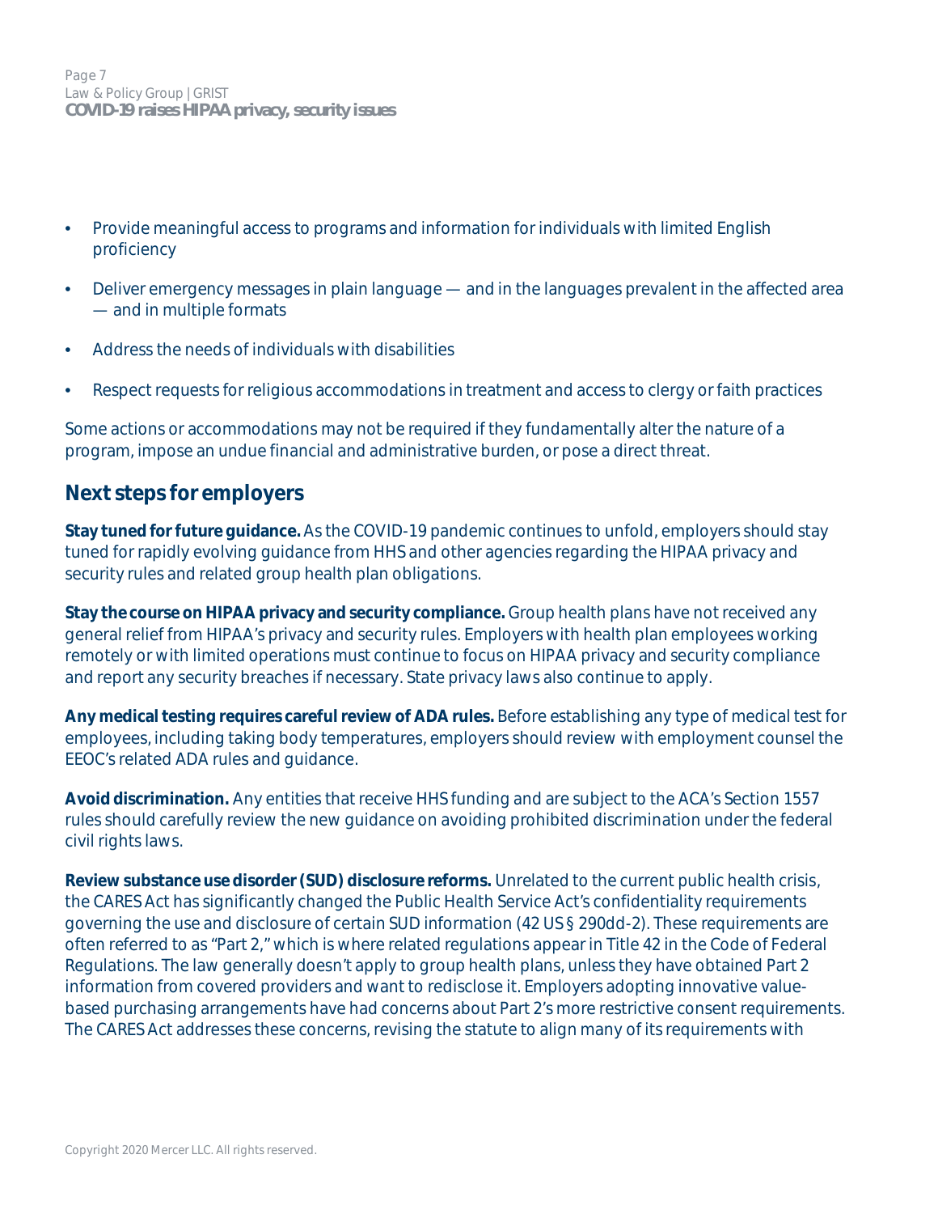- Provide meaningful access to programs and information for individuals with limited English proficiency
- Deliver emergency messages in plain language — and in the languages prevalent in the affected area — and in multiple formats
- Address the needs of individuals with disabilities
- Respect requests for religious accommodations in treatment and access to clergy or faith practices

Some actions or accommodations may not be required if they fundamentally alter the nature of a program, impose an undue financial and administrative burden, or pose a direct threat.

## Next steps for employers

**Stay tuned for future guidance.** As the COVID-19 pandemic continues to unfold, employers should stay tuned for rapidly evolving guidance from HHS and other agencies regarding the HIPAA privacy and security rules and related group health plan obligations.

**Stay the course on HIPAA privacy and security compliance.** Group health plans have not received any general relief from HIPAA's privacy and security rules. Employers with health plan employees working remotely or with limited operations must continue to focus on HIPAA privacy and security compliance and report any security breaches if necessary. State privacy laws also continue to apply.

**Any medical testing requires careful review of ADA rules.** Before establishing any type of medical test for employees, including taking body temperatures, employers should review with employment counsel the EEOC's related ADA rules and guidance.

**Avoid discrimination.** Any entities that receive HHS funding and are subject to the ACA's Section 1557 rules should carefully review the new guidance on avoiding prohibited discrimination under the federal civil rights laws.

**Review substance use disorder (SUD) disclosure reforms.** Unrelated to the current public health crisis, the CARES Act has significantly changed the Public Health Service Act's confidentiality requirements governing the use and disclosure of certain SUD information (42 US § 290dd-2). These requirements are often referred to as "Part 2," which is where related regulations appear in Title 42 in the Code of Federal Regulations. The law generally doesn't apply to group health plans, unless they have obtained Part 2 information from covered providers and want to redisclose it. Employers adopting innovative value-based purchasing arrangements have had concerns about Part 2's more restrictive consent requirements. The CARES Act addresses these concerns, revising the statute to align many of its requirements with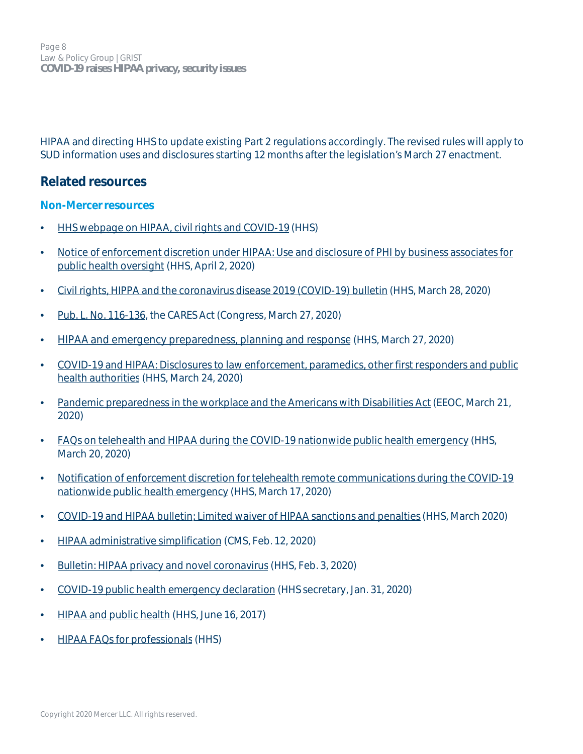HIPAA and directing HHS to update existing Part 2 regulations accordingly. The revised rules will apply to SUD information uses and disclosures starting 12 months after the legislation's March 27 enactment.

## Related resources

### Non-Mercer resources

- HHS webpage on HIPAA, civil rights and COVID-19 (HHS)
- Notice of enforcement discretion under HIPAA: Use and disclosure of PHI by business associates for public health oversight (HHS, April 2, 2020)
- Civil rights, HIPPA and the coronavirus disease 2019 (COVID-19) bulletin (HHS, March 28, 2020)
- Pub. L. No. 116-136, the CARES Act (Congress, March 27, 2020)
- HIPAA and emergency preparedness, planning and response (HHS, March 27, 2020)
- COVID-19 and HIPAA: Disclosures to law enforcement, paramedics, other first responders and public health authorities (HHS, March 24, 2020)
- Pandemic preparedness in the workplace and the Americans with Disabilities Act (EEOC, March 21, 2020)
- FAQs on telehealth and HIPAA during the COVID-19 nationwide public health emergency (HHS, March 20, 2020)
- Notification of enforcement discretion for telehealth remote communications during the COVID-19 nationwide public health emergency (HHS, March 17, 2020)
- COVID-19 and HIPAA bulletin: Limited waiver of HIPAA sanctions and penalties (HHS, March 2020)
- HIPAA administrative simplification (CMS, Feb. 12, 2020)
- Bulletin: HIPAA privacy and novel coronavirus (HHS, Feb. 3, 2020)
- COVID-19 public health emergency declaration (HHS secretary, Jan. 31, 2020)
- HIPAA and public health (HHS, June 16, 2017)
- HIPAA FAQs for professionals (HHS)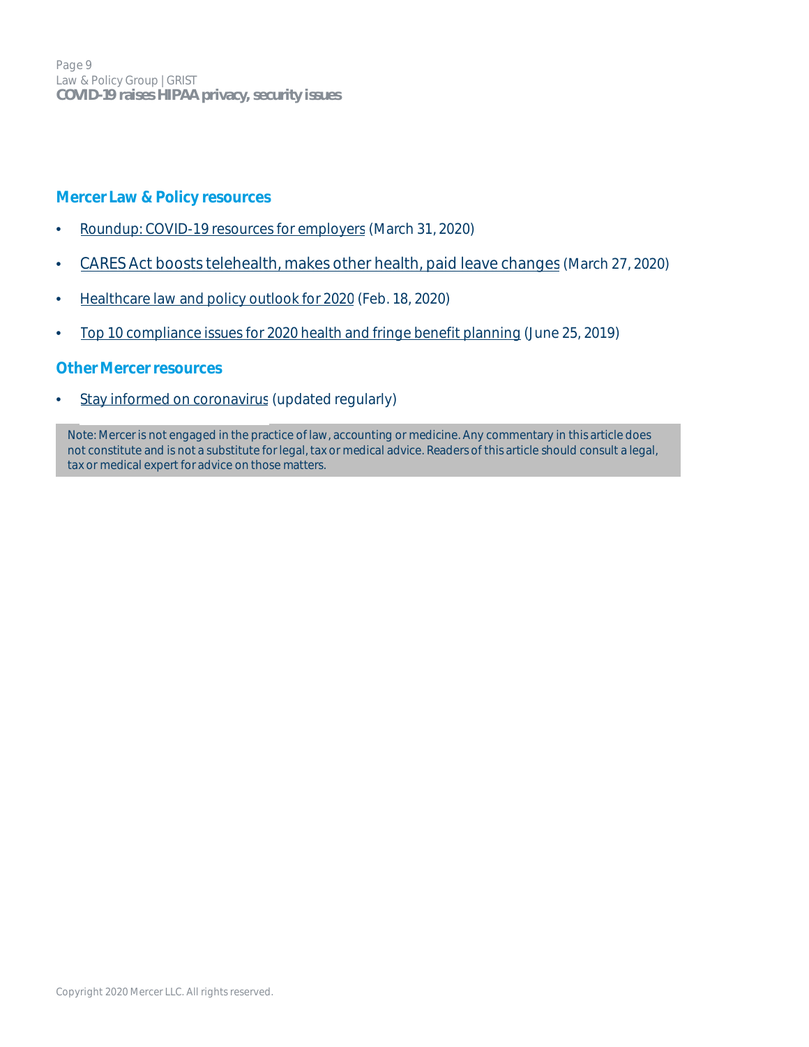## Mercer Law & Policy resources

- Roundup: COVID-19 resources for employers (March 31, 2020)
- CARES Act boosts telehealth, makes other health, paid leave changes (March 27, 2020)
- Healthcare law and policy outlook for 2020 (Feb. 18, 2020)
- Top 10 compliance issues for 2020 health and fringe benefit planning (June 25, 2019)

## Other Mercer resources

- Stay informed on coronavirus (updated regularly)

Note: Mercer is not engaged in the practice of law, accounting or medicine. Any commentary in this article does not constitute and is not a substitute for legal, tax or medical advice. Readers of this article should consult a legal, tax or medical expert for advice on those matters.

Copyright 2020 Mercer LLC. All rights reserved.